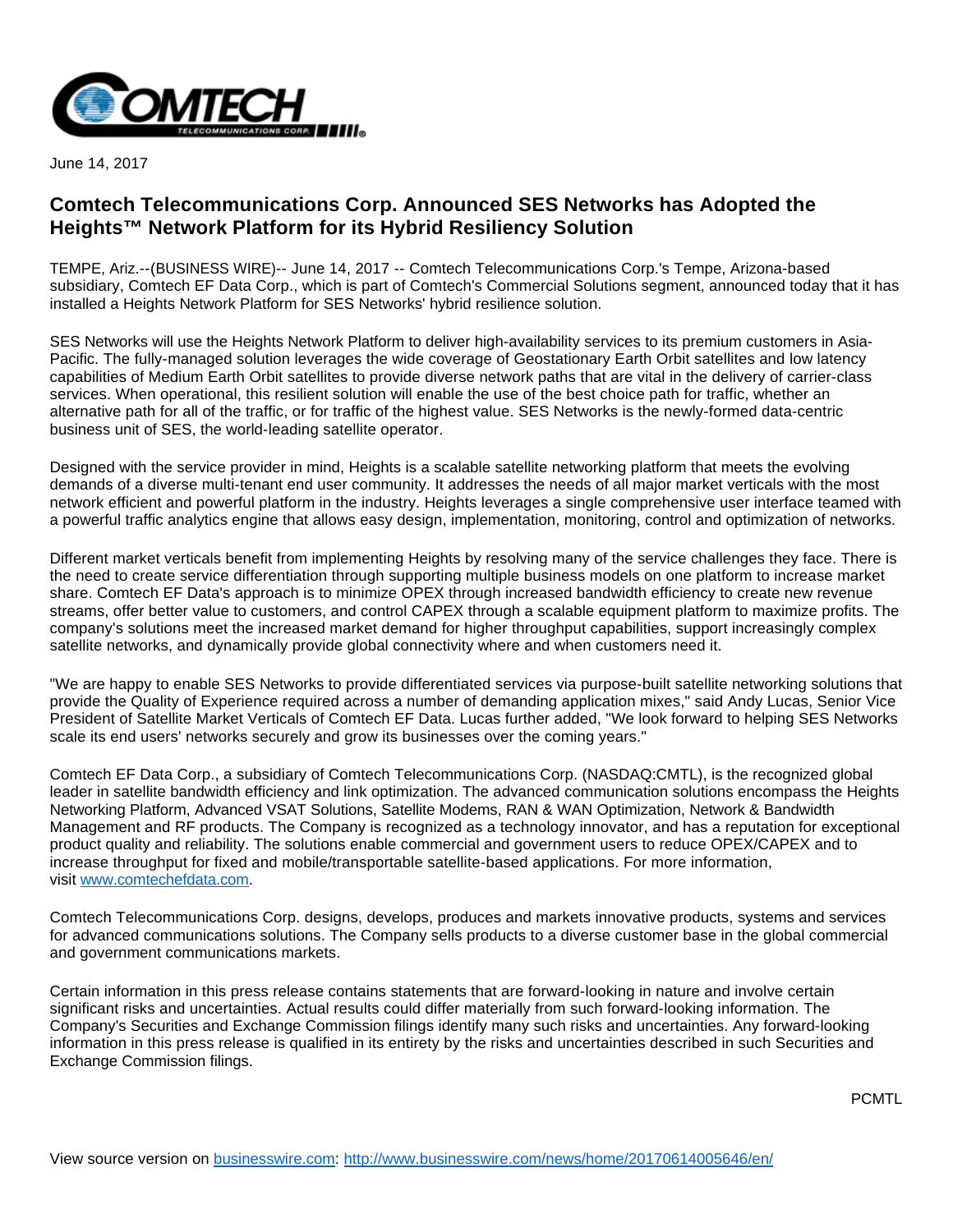June 14, 2017

# Comtech Telecommunications Corp. Announced SES Networks has Adopted the Heights™ Network Platform for its Hybrid Resiliency Solution

TEMPE, Ariz.--(BUSINESS WIRE)-- June 14, 2017 -- Comtech Telecommunications Corp.'s Tempe, Arizona-based subsidiary, Comtech EF Data Corp., which is part of Comtech's Commercial Solutions segment, announced today that it has installed a Heights Network Platform for SES Networks' hybrid resilience solution.

SES Networks will use the Heights Network Platform to deliver high-availability services to its premium customers in Asia-Pacific. The fully-managed solution leverages the wide coverage of Geostationary Earth Orbit satellites and low latency capabilities of Medium Earth Orbit satellites to provide diverse network paths that are vital in the delivery of carrier-class services. When operational, this resilient solution will enable the use of the best choice path for traffic, whether an alternative path for all of the traffic, or for traffic of the highest value. SES Networks is the newly-formed data-centric business unit of SES, the world-leading satellite operator.

Designed with the service provider in mind, Heights is a scalable satellite networking platform that meets the evolving demands of a diverse multi-tenant end user community. It addresses the needs of all major market verticals with the most network efficient and powerful platform in the industry. Heights leverages a single comprehensive user interface teamed with a powerful traffic analytics engine that allows easy design, implementation, monitoring, control and optimization of networks.

Different market verticals benefit from implementing Heights by resolving many of the service challenges they face. There is the need to create service differentiation through supporting multiple business models on one platform to increase market share. Comtech EF Data's approach is to minimize OPEX through increased bandwidth efficiency to create new revenue streams, offer better value to customers, and control CAPEX through a scalable equipment platform to maximize profits. The company's solutions meet the increased market demand for higher throughput capabilities, support increasingly complex satellite networks, and dynamically provide global connectivity where and when customers need it.

"We are happy to enable SES Networks to provide differentiated services via purpose-built satellite networking solutions that provide the Quality of Experience required across a number of demanding application mixes," said Andy Lucas, Senior Vice President of Satellite Market Verticals of Comtech EF Data. Lucas further added, "We look forward to helping SES Networks scale its end users' networks securely and grow its businesses over the coming years."

Comtech EF Data Corp., a subsidiary of Comtech Telecommunications Corp. (NASDAQ:CMTL), is the recognized global leader in satellite bandwidth efficiency and link optimization. The advanced communication solutions encompass the Heights Networking Platform, Advanced VSAT Solutions, Satellite Modems, RAN & WAN Optimization, Network & Bandwidth Management and RF products. The Company is recognized as a technology innovator, and has a reputation for exceptional product quality and reliability. The solutions enable commercial and government users to reduce OPEX/CAPEX and to increase throughput for fixed and mobile/transportable satellite-based applications. For more information, visit [www.comtechefdata.com](http://www.comtechefdata.com).

Comtech Telecommunications Corp. designs, develops, produces and markets innovative products, systems and services for advanced communications solutions. The Company sells products to a diverse customer base in the global commercial and government communications markets.

Certain information in this press release contains statements that are forward-looking in nature and involve certain significant risks and uncertainties. Actual results could differ materially from such forward-looking information. The Company's Securities and Exchange Commission filings identify many such risks and uncertainties. Any forward-looking information in this press release is qualified in its entirety by the risks and uncertainties described in such Securities and Exchange Commission filings.

PCMTL

View source version on businesswire.com: http://www.businesswire.com/news/home/20170614005646/en/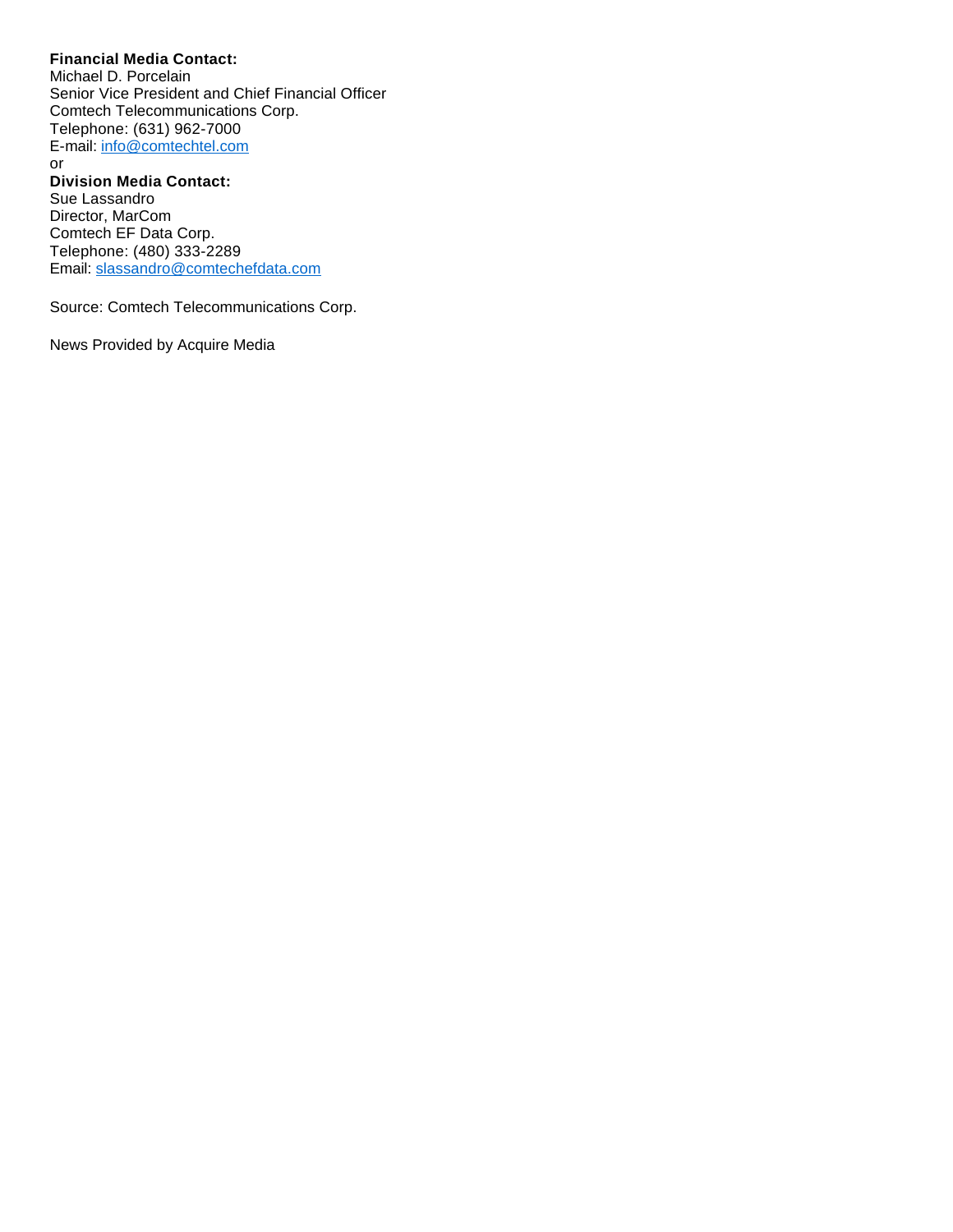**Financial Media Contact:**
Michael D. Porcelain
Senior Vice President and Chief Financial Officer
Comtech Telecommunications Corp.
Telephone: (631) 962-7000
E-mail: info@comtechtel.com
or
**Division Media Contact:**
Sue Lassandro
Director, MarCom
Comtech EF Data Corp.
Telephone: (480) 333-2289
Email: slassandro@comtechefdata.com

Source: Comtech Telecommunications Corp.

News Provided by Acquire Media